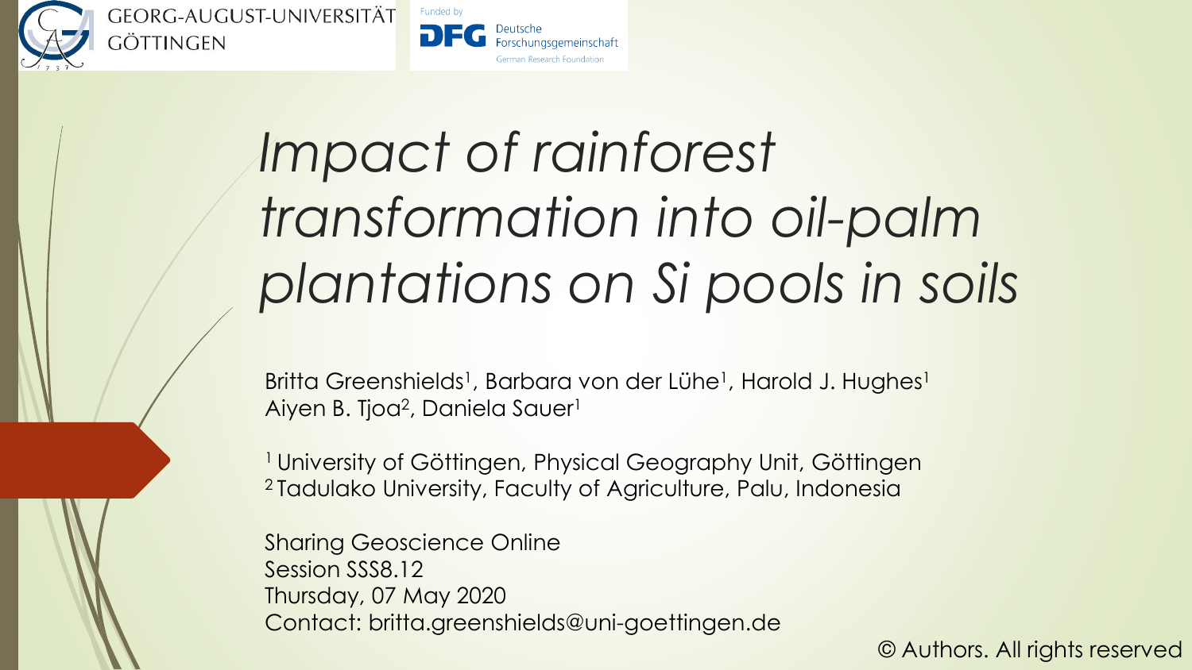GEORG-AUGUST-UNIVERSITÄT GÖTTINGEN

Funded by Deutsche Forschungsgemeinschaft German Research Foundation

# *Impact of rainforest transformation into oil-palm plantations on Si pools in soils*

Britta Greenshields[1], Barbara von der Lühe[1], Harold J. Hughes[1]
Aiyen B. Tjoa[2], Daniela Sauer[1]

[1] University of Göttingen, Physical Geography Unit, Göttingen
[2] Tadulako University, Faculty of Agriculture, Palu, Indonesia

Sharing Geoscience Online
Session SSS8.12
Thursday, 07 May 2020
Contact: britta.greenshields@uni-goettingen.de

© Authors. All rights reserved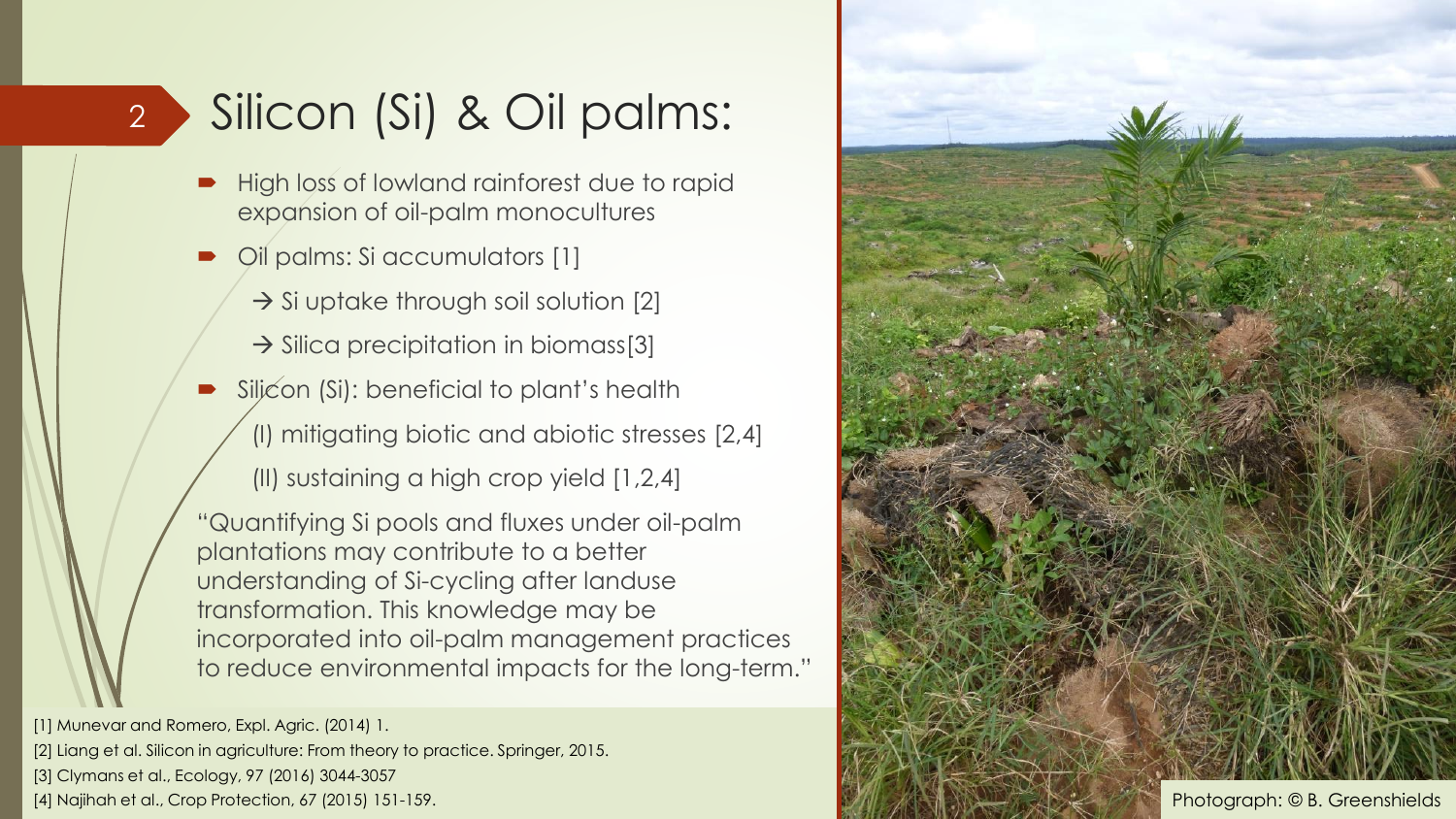# Silicon (Si) & Oil palms:

- High loss of lowland rainforest due to rapid expansion of oil-palm monocultures
- Oil palms: Si accumulators [1]
  - → Si uptake through soil solution [2]
  - → Silica precipitation in biomass[3]
- Silicon (Si): beneficial to plant's health
  - (I) mitigating biotic and abiotic stresses [2,4]
  - (II) sustaining a high crop yield [1,2,4]

"Quantifying Si pools and fluxes under oil-palm plantations may contribute to a better understanding of Si-cycling after landuse transformation. This knowledge may be incorporated into oil-palm management practices to reduce environmental impacts for the long-term."

[1] Munevar and Romero, Expl. Agric. (2014) 1.

[2] Liang et al. Silicon in agriculture: From theory to practice. Springer, 2015.

[3] Clymans et al., Ecology, 97 (2016) 3044-3057

[4] Najihah et al., Crop Protection, 67 (2015) 151-159.

Photograph: © B. Greenshields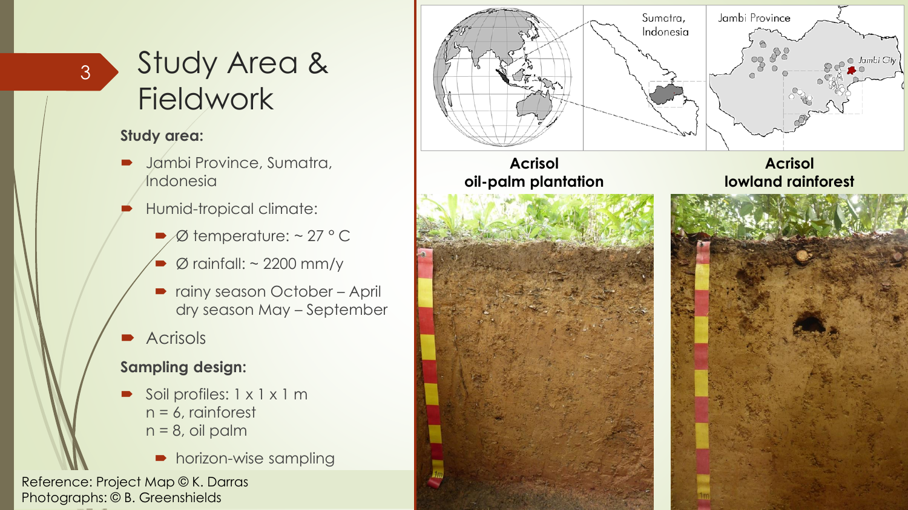# Study Area & Fieldwork

**Study area:**

- Jambi Province, Sumatra, Indonesia
- Humid-tropical climate:
  - Ø temperature: ~ 27 ° C
  - Ø rainfall: ~ 2200 mm/y
  - rainy season October – April dry season May – September
- Acrisols

**Sampling design:**

- Soil profiles: 1 x 1 x 1 m
  n = 6, rainforest
  n = 8, oil palm
  - horizon-wise sampling

Sumatra, Indonesia

Jambi Province

Jambi City

**Acrisol oil-palm plantation**

**Acrisol lowland rainforest**

Reference: Project Map © K. Darras
Photographs: © B. Greenshields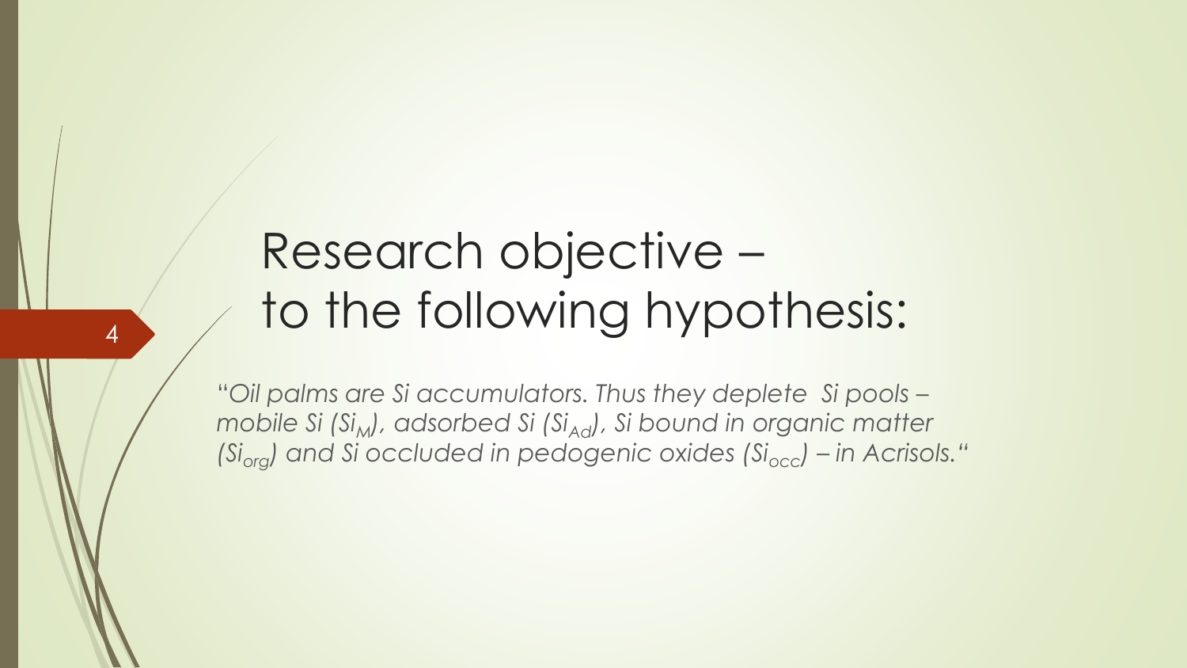# Research objective – to the following hypothesis:

*"Oil palms are Si accumulators. Thus they deplete Si pools – mobile Si ($Si_M$), adsorbed Si ($Si_{Ad}$), Si bound in organic matter ($Si_{org}$) and Si occluded in pedogenic oxides ($Si_{occ}$) – in Acrisols."*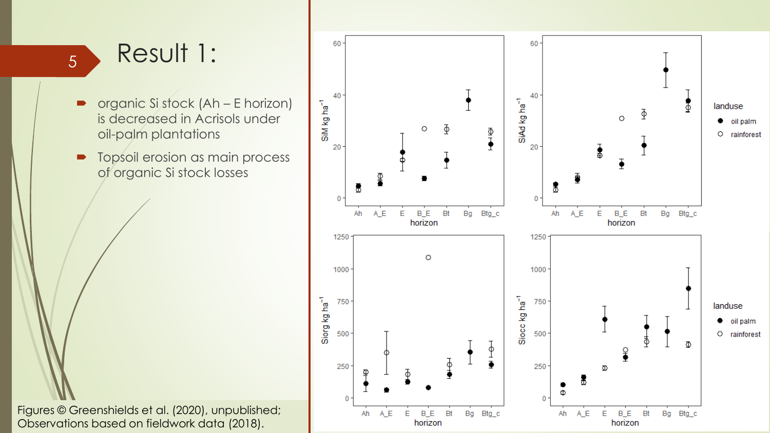# Result 1:

- organic Si stock (Ah – E horizon) is decreased in Acrisols under oil-palm plantations
- Topsoil erosion as main process of organic Si stock losses

Figures © Greenshields et al. (2020), unpublished; Observations based on fieldwork data (2018).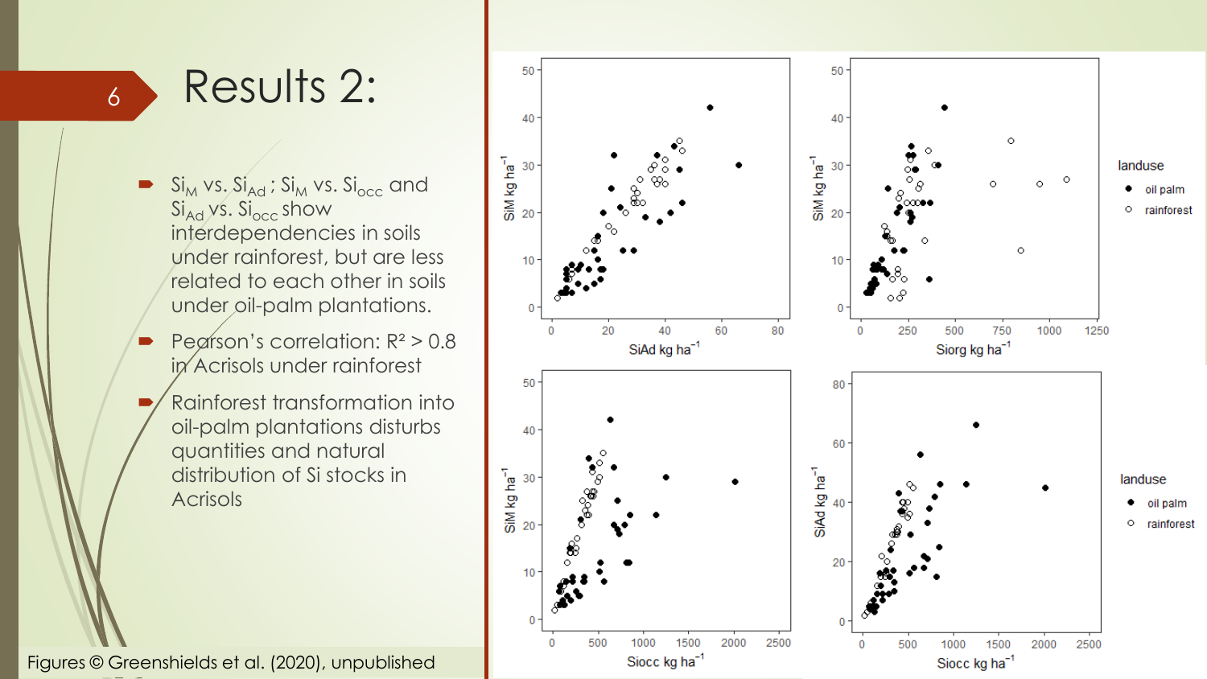# Results 2:

- $Si_M$ vs. $Si_{Ad}$ ; $Si_M$ vs. $Si_{occ}$ and $Si_{Ad}$ vs. $Si_{occ}$ show interdependencies in soils under rainforest, but are less related to each other in soils under oil-palm plantations.
- Pearson's correlation: $R^2 > 0.8$ in Acrisols under rainforest
- Rainforest transformation into oil-palm plantations disturbs quantities and natural distribution of Si stocks in Acrisols

Figures © Greenshields et al. (2020), unpublished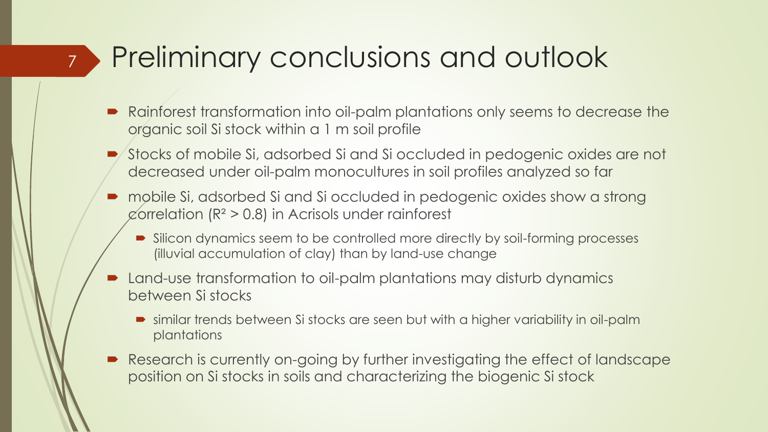# Preliminary conclusions and outlook

- Rainforest transformation into oil-palm plantations only seems to decrease the organic soil Si stock within a 1 m soil profile
- Stocks of mobile Si, adsorbed Si and Si occluded in pedogenic oxides are not decreased under oil-palm monocultures in soil profiles analyzed so far
- mobile Si, adsorbed Si and Si occluded in pedogenic oxides show a strong correlation ($R^2 > 0.8$) in Acrisols under rainforest
  - Silicon dynamics seem to be controlled more directly by soil-forming processes (illuvial accumulation of clay) than by land-use change
- Land-use transformation to oil-palm plantations may disturb dynamics between Si stocks
  - similar trends between Si stocks are seen but with a higher variability in oil-palm plantations
- Research is currently on-going by further investigating the effect of landscape position on Si stocks in soils and characterizing the biogenic Si stock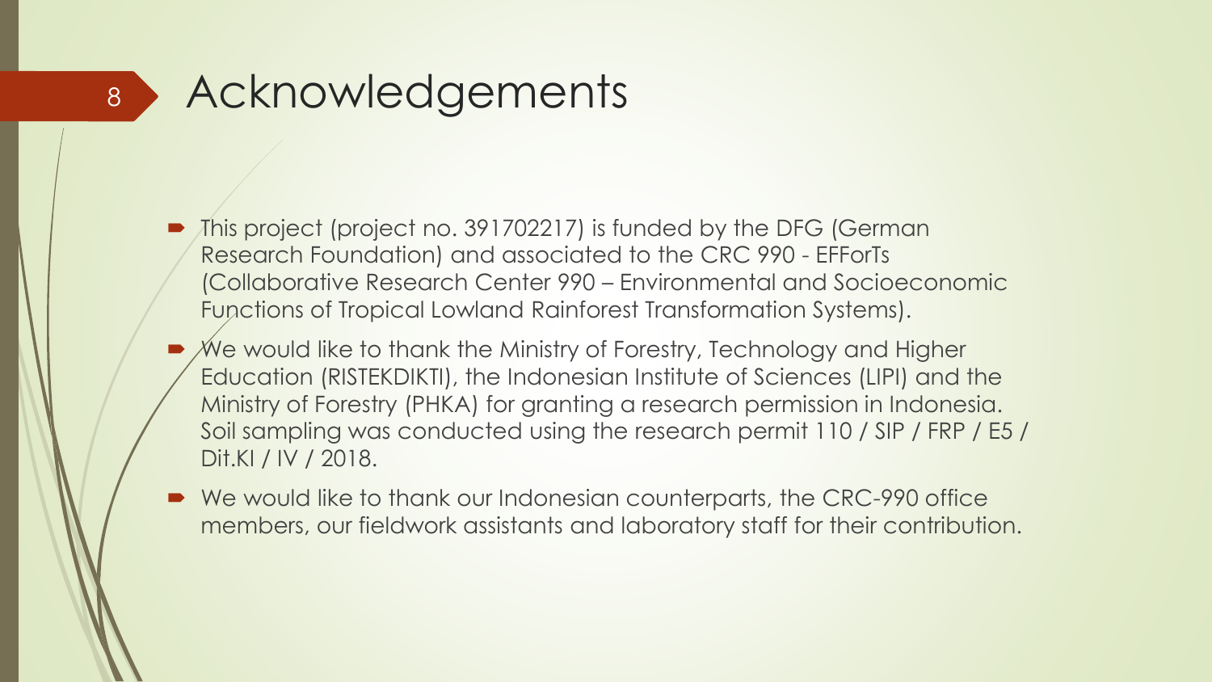# Acknowledgements

- This project (project no. 391702217) is funded by the DFG (German Research Foundation) and associated to the CRC 990 - EFForTs (Collaborative Research Center 990 – Environmental and Socioeconomic Functions of Tropical Lowland Rainforest Transformation Systems).
- We would like to thank the Ministry of Forestry, Technology and Higher Education (RISTEKDIKTI), the Indonesian Institute of Sciences (LIPI) and the Ministry of Forestry (PHKA) for granting a research permission in Indonesia. Soil sampling was conducted using the research permit 110 / SIP / FRP / E5 / Dit.KI / IV / 2018.
- We would like to thank our Indonesian counterparts, the CRC-990 office members, our fieldwork assistants and laboratory staff for their contribution.